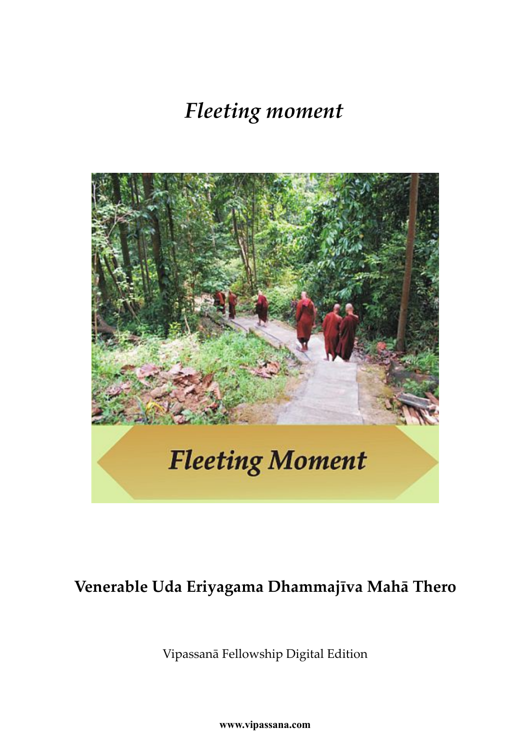# *Fleeting moment*

**Venerable Uda Eriyagama Dhammajīva Mahā Thero**

Vipassanā Fellowship Digital Edition

**www.vipassana.com**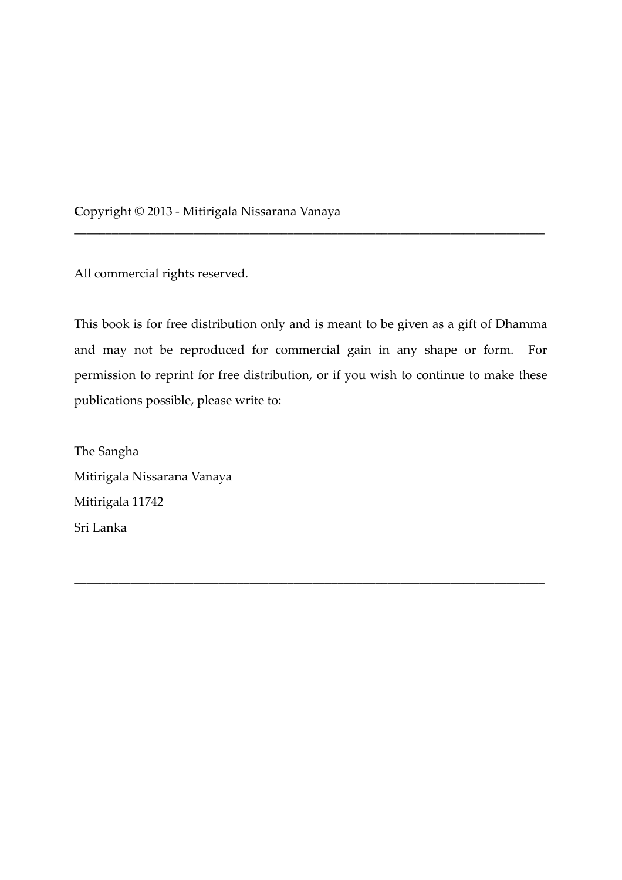**C**opyright © 2013 - Mitirigala Nissarana Vanaya

---

All commercial rights reserved.

This book is for free distribution only and is meant to be given as a gift of Dhamma and may not be reproduced for commercial gain in any shape or form. For permission to reprint for free distribution, or if you wish to continue to make these publications possible, please write to:

The Sangha
Mitirigala Nissarana Vanaya
Mitirigala 11742
Sri Lanka

---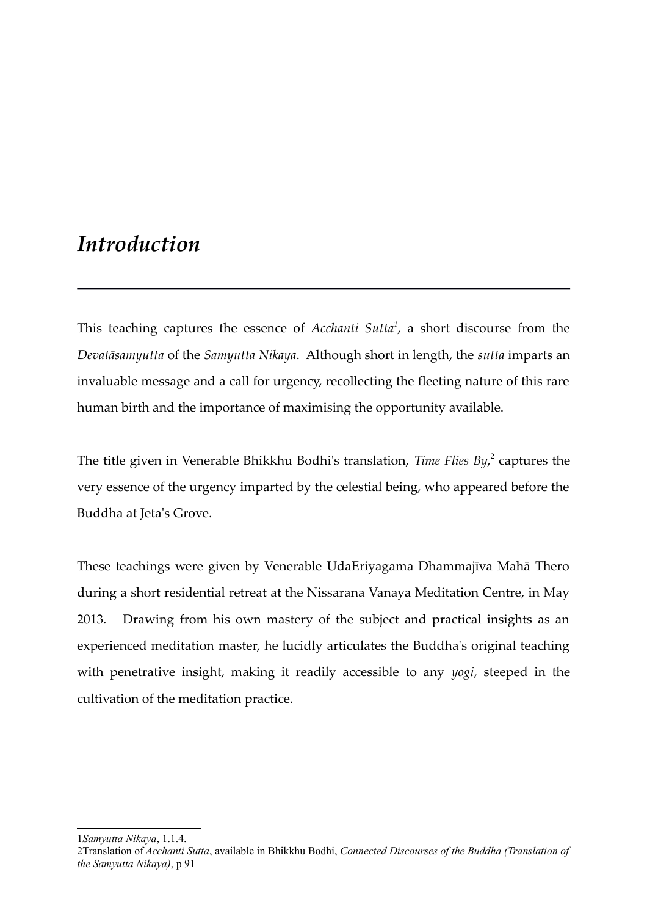# *Introduction*

---

This teaching captures the essence of *Acchanti Sutta*[1], a short discourse from the *Devatāsamyutta* of the *Samyutta Nikaya*. Although short in length, the *sutta* imparts an invaluable message and a call for urgency, recollecting the fleeting nature of this rare human birth and the importance of maximising the opportunity available.

The title given in Venerable Bhikkhu Bodhi's translation, *Time Flies By*,[2] captures the very essence of the urgency imparted by the celestial being, who appeared before the Buddha at Jeta's Grove.

These teachings were given by Venerable UdaEriyagama Dhammajīva Mahā Thero during a short residential retreat at the Nissarana Vanaya Meditation Centre, in May 2013. Drawing from his own mastery of the subject and practical insights as an experienced meditation master, he lucidly articulates the Buddha's original teaching with penetrative insight, making it readily accessible to any *yogi*, steeped in the cultivation of the meditation practice.

---

1 *Samyutta Nikaya*, 1.1.4.

2 Translation of *Acchanti Sutta*, available in Bhikkhu Bodhi, *Connected Discourses of the Buddha (Translation of the Samyutta Nikaya)*, p 91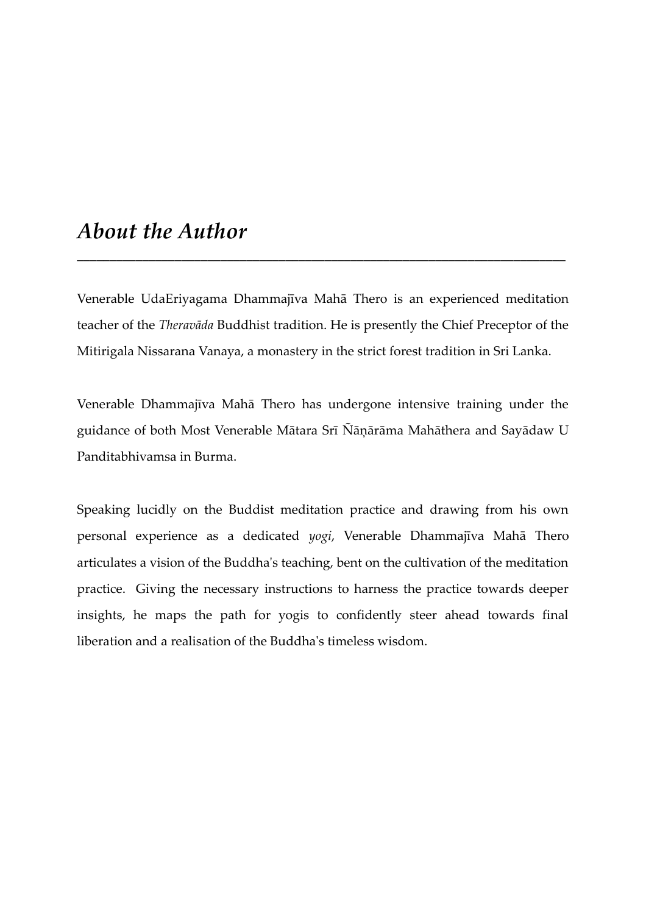# *About the Author*

Venerable UdaEriyagama Dhammajīva Mahā Thero is an experienced meditation teacher of the *Theravāda* Buddhist tradition. He is presently the Chief Preceptor of the Mitirigala Nissarana Vanaya, a monastery in the strict forest tradition in Sri Lanka.

Venerable Dhammajīva Mahā Thero has undergone intensive training under the guidance of both Most Venerable Mātara Srī Ñāṇārāma Mahāthera and Sayādaw U Panditabhivamsa in Burma.

Speaking lucidly on the Buddist meditation practice and drawing from his own personal experience as a dedicated *yogi*, Venerable Dhammajīva Mahā Thero articulates a vision of the Buddha's teaching, bent on the cultivation of the meditation practice. Giving the necessary instructions to harness the practice towards deeper insights, he maps the path for yogis to confidently steer ahead towards final liberation and a realisation of the Buddha's timeless wisdom.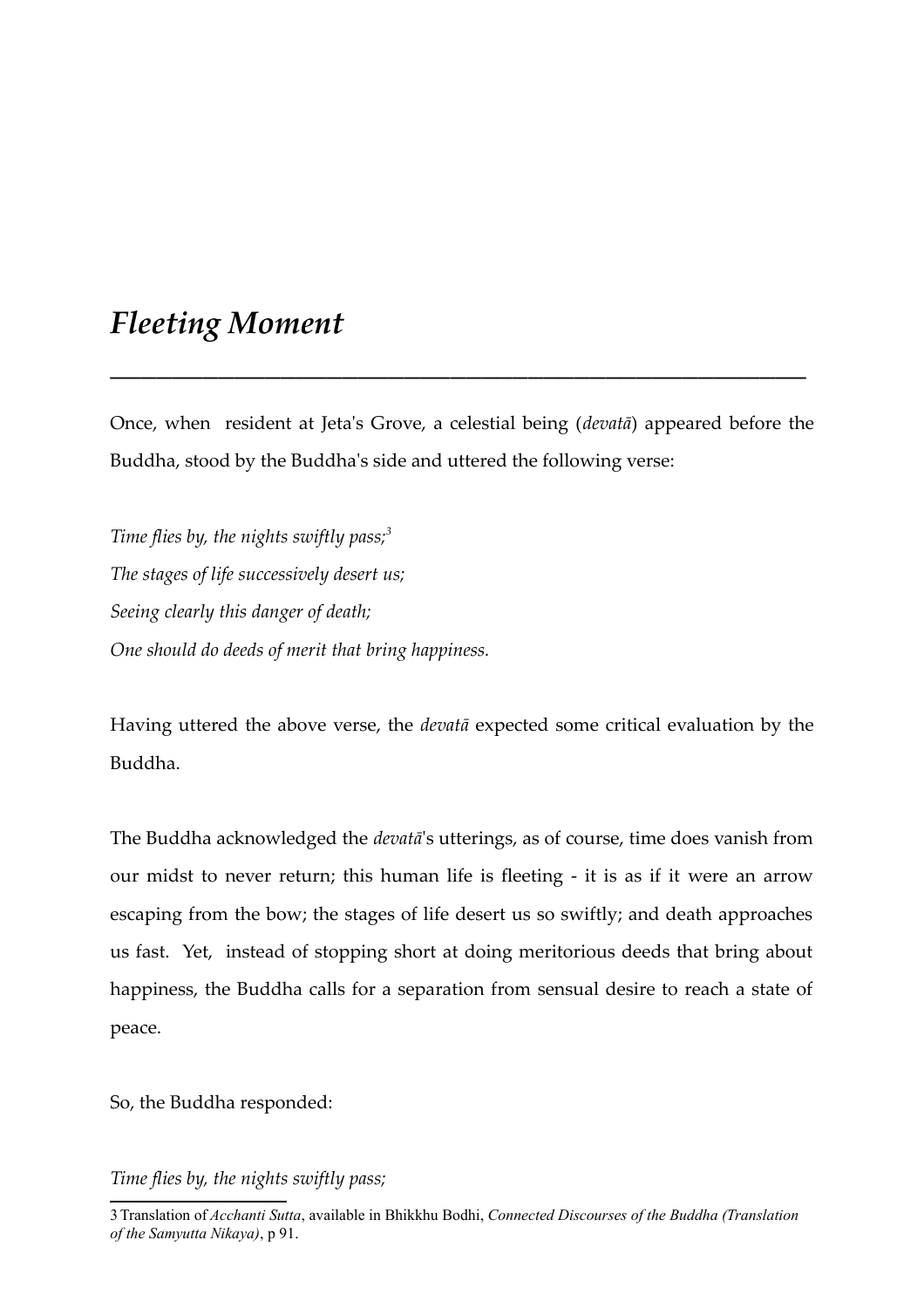# *Fleeting Moment*

---

Once, when  resident at Jeta's Grove, a celestial being (*devatā*) appeared before the Buddha, stood by the Buddha's side and uttered the following verse:

*Time flies by, the nights swiftly pass;*[3]
*The stages of life successively desert us;*
*Seeing clearly this danger of death;*
*One should do deeds of merit that bring happiness.*

Having uttered the above verse, the *devatā* expected some critical evaluation by the Buddha.

The Buddha acknowledged the *devatā*'s utterings, as of course, time does vanish from our midst to never return; this human life is fleeting - it is as if it were an arrow escaping from the bow; the stages of life desert us so swiftly; and death approaches us fast.  Yet,  instead of stopping short at doing meritorious deeds that bring about happiness, the Buddha calls for a separation from sensual desire to reach a state of peace.

So, the Buddha responded:

*Time flies by, the nights swiftly pass;*

---

3 Translation of *Acchanti Sutta*, available in Bhikkhu Bodhi, *Connected Discourses of the Buddha (Translation of the Samyutta Nikaya)*, p 91.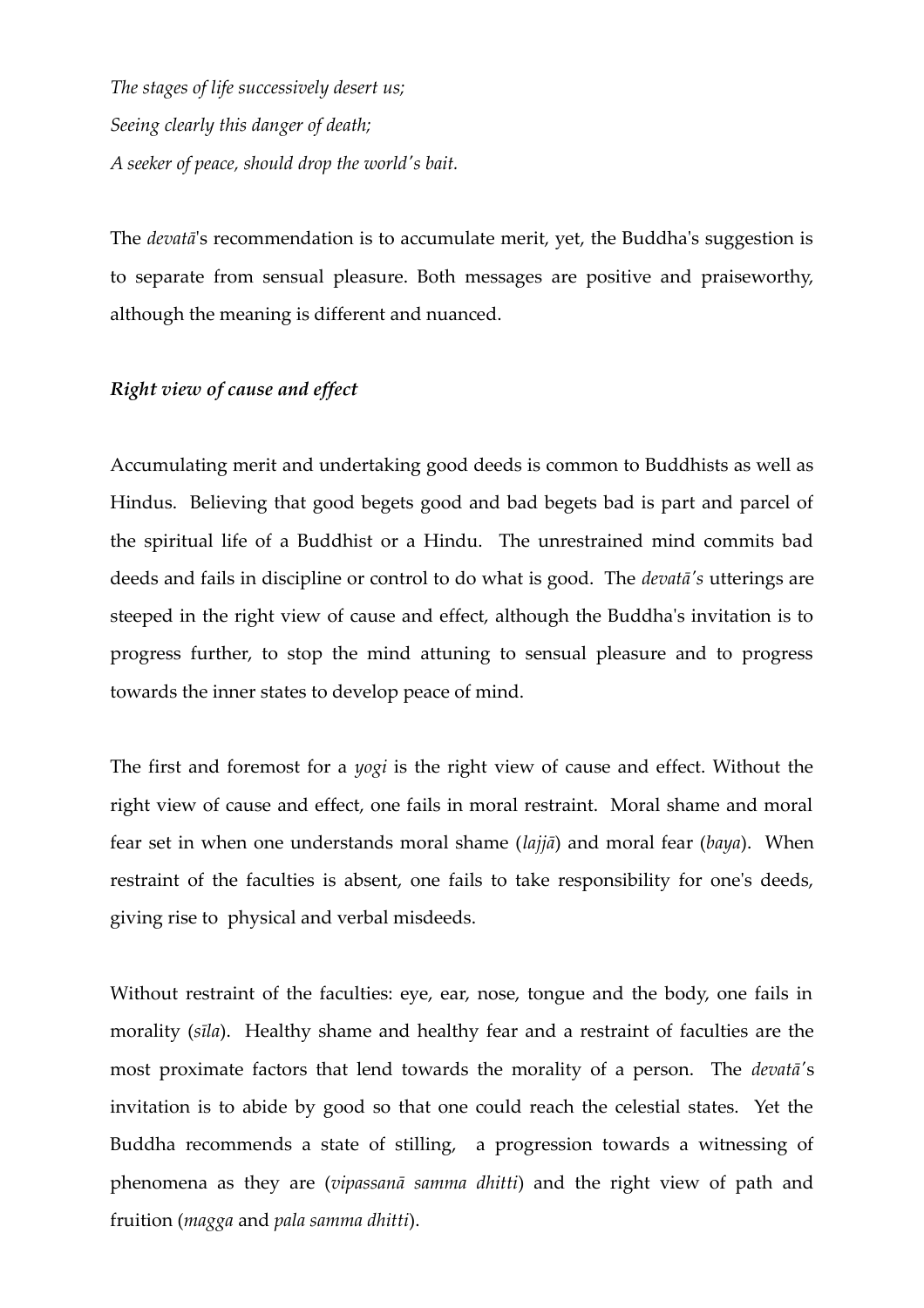*The stages of life successively desert us;*
*Seeing clearly this danger of death;*
*A seeker of peace, should drop the world's bait.*

The *devatā*'s recommendation is to accumulate merit, yet, the Buddha's suggestion is to separate from sensual pleasure. Both messages are positive and praiseworthy, although the meaning is different and nuanced.

***Right view of cause and effect***

Accumulating merit and undertaking good deeds is common to Buddhists as well as Hindus. Believing that good begets good and bad begets bad is part and parcel of the spiritual life of a Buddhist or a Hindu. The unrestrained mind commits bad deeds and fails in discipline or control to do what is good. The *devatā's* utterings are steeped in the right view of cause and effect, although the Buddha's invitation is to progress further, to stop the mind attuning to sensual pleasure and to progress towards the inner states to develop peace of mind.

The first and foremost for a *yogi* is the right view of cause and effect. Without the right view of cause and effect, one fails in moral restraint. Moral shame and moral fear set in when one understands moral shame (*lajjā*) and moral fear (*baya*). When restraint of the faculties is absent, one fails to take responsibility for one's deeds, giving rise to physical and verbal misdeeds.

Without restraint of the faculties: eye, ear, nose, tongue and the body, one fails in morality (*sīla*). Healthy shame and healthy fear and a restraint of faculties are the most proximate factors that lend towards the morality of a person. The *devatā*'s invitation is to abide by good so that one could reach the celestial states. Yet the Buddha recommends a state of stilling, a progression towards a witnessing of phenomena as they are (*vipassanā samma dhitti*) and the right view of path and fruition (*magga* and *pala samma dhitti*).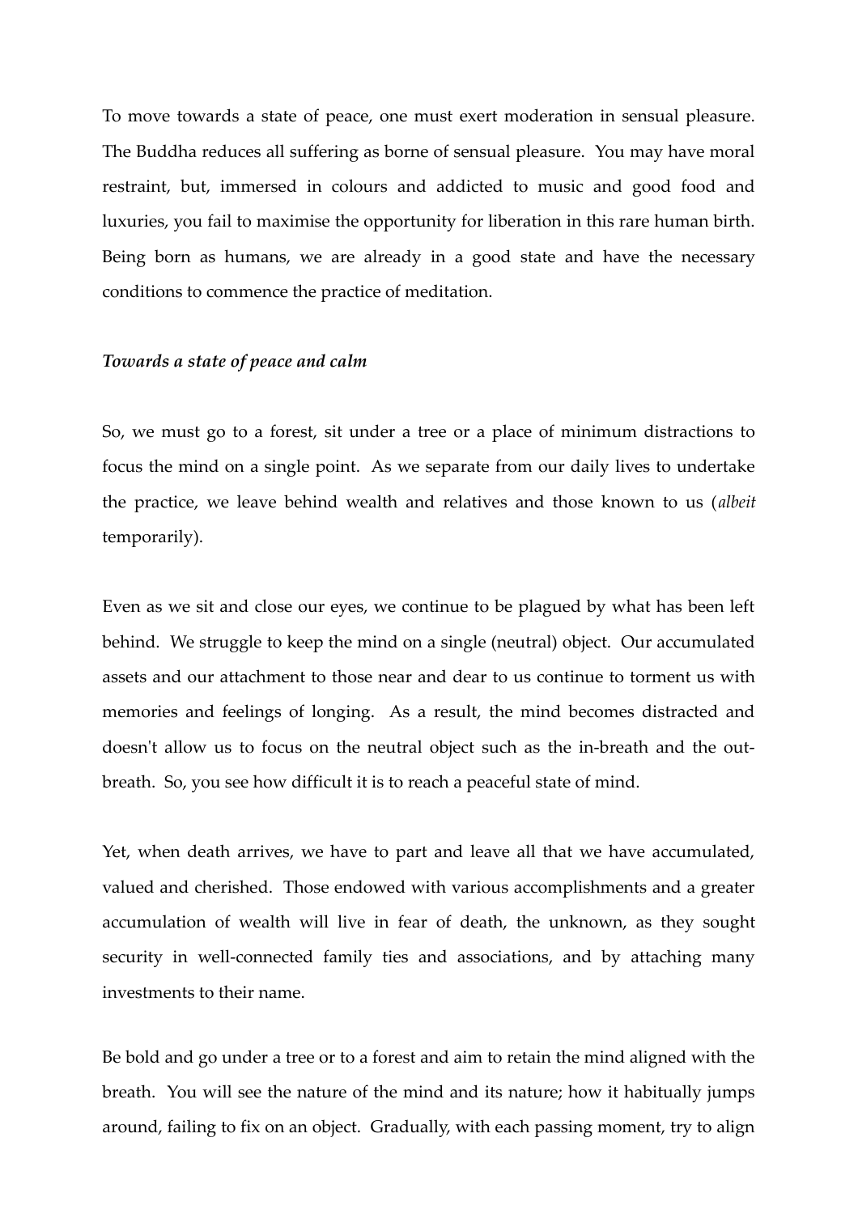To move towards a state of peace, one must exert moderation in sensual pleasure. The Buddha reduces all suffering as borne of sensual pleasure. You may have moral restraint, but, immersed in colours and addicted to music and good food and luxuries, you fail to maximise the opportunity for liberation in this rare human birth. Being born as humans, we are already in a good state and have the necessary conditions to commence the practice of meditation.

***Towards a state of peace and calm***

So, we must go to a forest, sit under a tree or a place of minimum distractions to focus the mind on a single point. As we separate from our daily lives to undertake the practice, we leave behind wealth and relatives and those known to us (*albeit* temporarily).

Even as we sit and close our eyes, we continue to be plagued by what has been left behind. We struggle to keep the mind on a single (neutral) object. Our accumulated assets and our attachment to those near and dear to us continue to torment us with memories and feelings of longing. As a result, the mind becomes distracted and doesn't allow us to focus on the neutral object such as the in-breath and the out-breath. So, you see how difficult it is to reach a peaceful state of mind.

Yet, when death arrives, we have to part and leave all that we have accumulated, valued and cherished. Those endowed with various accomplishments and a greater accumulation of wealth will live in fear of death, the unknown, as they sought security in well-connected family ties and associations, and by attaching many investments to their name.

Be bold and go under a tree or to a forest and aim to retain the mind aligned with the breath. You will see the nature of the mind and its nature; how it habitually jumps around, failing to fix on an object. Gradually, with each passing moment, try to align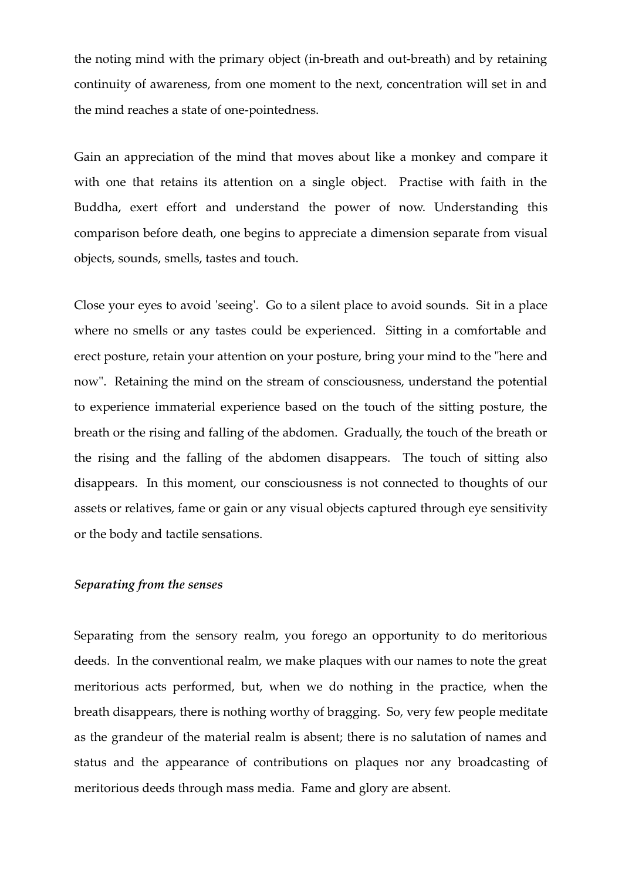the noting mind with the primary object (in-breath and out-breath) and by retaining continuity of awareness, from one moment to the next, concentration will set in and the mind reaches a state of one-pointedness.

Gain an appreciation of the mind that moves about like a monkey and compare it with one that retains its attention on a single object. Practise with faith in the Buddha, exert effort and understand the power of now. Understanding this comparison before death, one begins to appreciate a dimension separate from visual objects, sounds, smells, tastes and touch.

Close your eyes to avoid 'seeing'. Go to a silent place to avoid sounds. Sit in a place where no smells or any tastes could be experienced. Sitting in a comfortable and erect posture, retain your attention on your posture, bring your mind to the "here and now". Retaining the mind on the stream of consciousness, understand the potential to experience immaterial experience based on the touch of the sitting posture, the breath or the rising and falling of the abdomen. Gradually, the touch of the breath or the rising and the falling of the abdomen disappears. The touch of sitting also disappears. In this moment, our consciousness is not connected to thoughts of our assets or relatives, fame or gain or any visual objects captured through eye sensitivity or the body and tactile sensations.

### *Separating from the senses*

Separating from the sensory realm, you forego an opportunity to do meritorious deeds. In the conventional realm, we make plaques with our names to note the great meritorious acts performed, but, when we do nothing in the practice, when the breath disappears, there is nothing worthy of bragging. So, very few people meditate as the grandeur of the material realm is absent; there is no salutation of names and status and the appearance of contributions on plaques nor any broadcasting of meritorious deeds through mass media. Fame and glory are absent.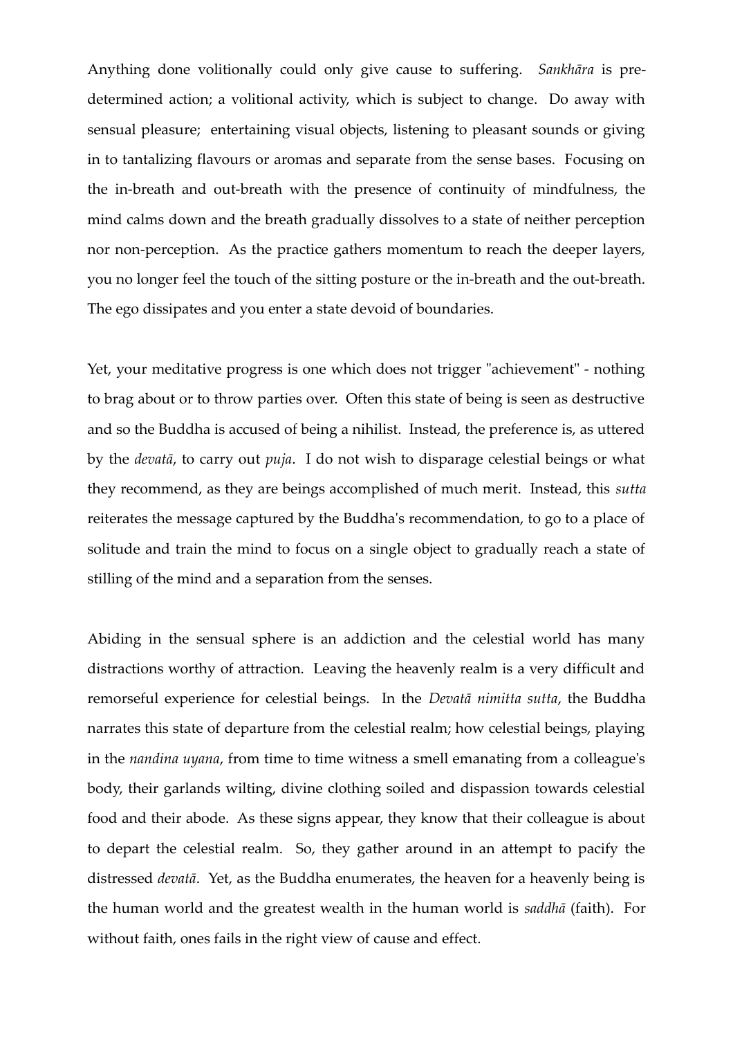Anything done volitionally could only give cause to suffering. *Sankhāra* is pre-determined action; a volitional activity, which is subject to change. Do away with sensual pleasure; entertaining visual objects, listening to pleasant sounds or giving in to tantalizing flavours or aromas and separate from the sense bases. Focusing on the in-breath and out-breath with the presence of continuity of mindfulness, the mind calms down and the breath gradually dissolves to a state of neither perception nor non-perception. As the practice gathers momentum to reach the deeper layers, you no longer feel the touch of the sitting posture or the in-breath and the out-breath. The ego dissipates and you enter a state devoid of boundaries.

Yet, your meditative progress is one which does not trigger "achievement" - nothing to brag about or to throw parties over. Often this state of being is seen as destructive and so the Buddha is accused of being a nihilist. Instead, the preference is, as uttered by the *devatā*, to carry out *puja*. I do not wish to disparage celestial beings or what they recommend, as they are beings accomplished of much merit. Instead, this *sutta* reiterates the message captured by the Buddha's recommendation, to go to a place of solitude and train the mind to focus on a single object to gradually reach a state of stilling of the mind and a separation from the senses.

Abiding in the sensual sphere is an addiction and the celestial world has many distractions worthy of attraction. Leaving the heavenly realm is a very difficult and remorseful experience for celestial beings. In the *Devatā nimitta sutta*, the Buddha narrates this state of departure from the celestial realm; how celestial beings, playing in the *nandina uyana*, from time to time witness a smell emanating from a colleague's body, their garlands wilting, divine clothing soiled and dispassion towards celestial food and their abode. As these signs appear, they know that their colleague is about to depart the celestial realm. So, they gather around in an attempt to pacify the distressed *devatā*. Yet, as the Buddha enumerates, the heaven for a heavenly being is the human world and the greatest wealth in the human world is *saddhā* (faith). For without faith, ones fails in the right view of cause and effect.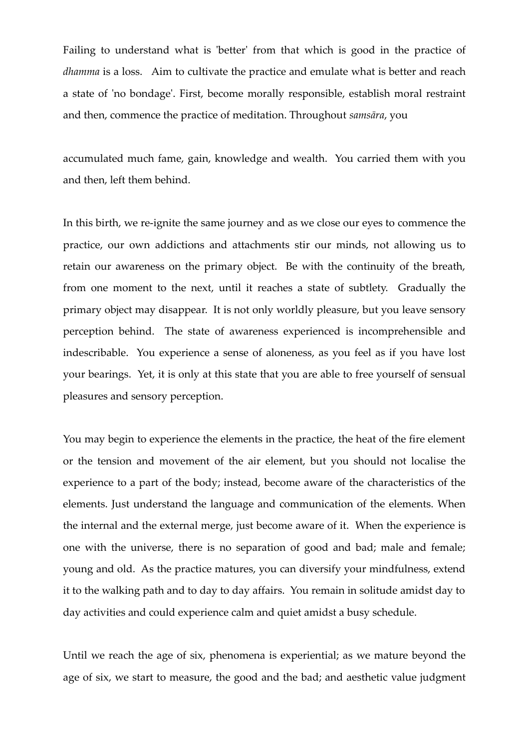Failing to understand what is 'better' from that which is good in the practice of *dhamma* is a loss. Aim to cultivate the practice and emulate what is better and reach a state of 'no bondage'. First, become morally responsible, establish moral restraint and then, commence the practice of meditation. Throughout *samsāra*, you accumulated much fame, gain, knowledge and wealth. You carried them with you and then, left them behind.

In this birth, we re-ignite the same journey and as we close our eyes to commence the practice, our own addictions and attachments stir our minds, not allowing us to retain our awareness on the primary object. Be with the continuity of the breath, from one moment to the next, until it reaches a state of subtlety. Gradually the primary object may disappear. It is not only worldly pleasure, but you leave sensory perception behind. The state of awareness experienced is incomprehensible and indescribable. You experience a sense of aloneness, as you feel as if you have lost your bearings. Yet, it is only at this state that you are able to free yourself of sensual pleasures and sensory perception.

You may begin to experience the elements in the practice, the heat of the fire element or the tension and movement of the air element, but you should not localise the experience to a part of the body; instead, become aware of the characteristics of the elements. Just understand the language and communication of the elements. When the internal and the external merge, just become aware of it. When the experience is one with the universe, there is no separation of good and bad; male and female; young and old. As the practice matures, you can diversify your mindfulness, extend it to the walking path and to day to day affairs. You remain in solitude amidst day to day activities and could experience calm and quiet amidst a busy schedule.

Until we reach the age of six, phenomena is experiential; as we mature beyond the age of six, we start to measure, the good and the bad; and aesthetic value judgment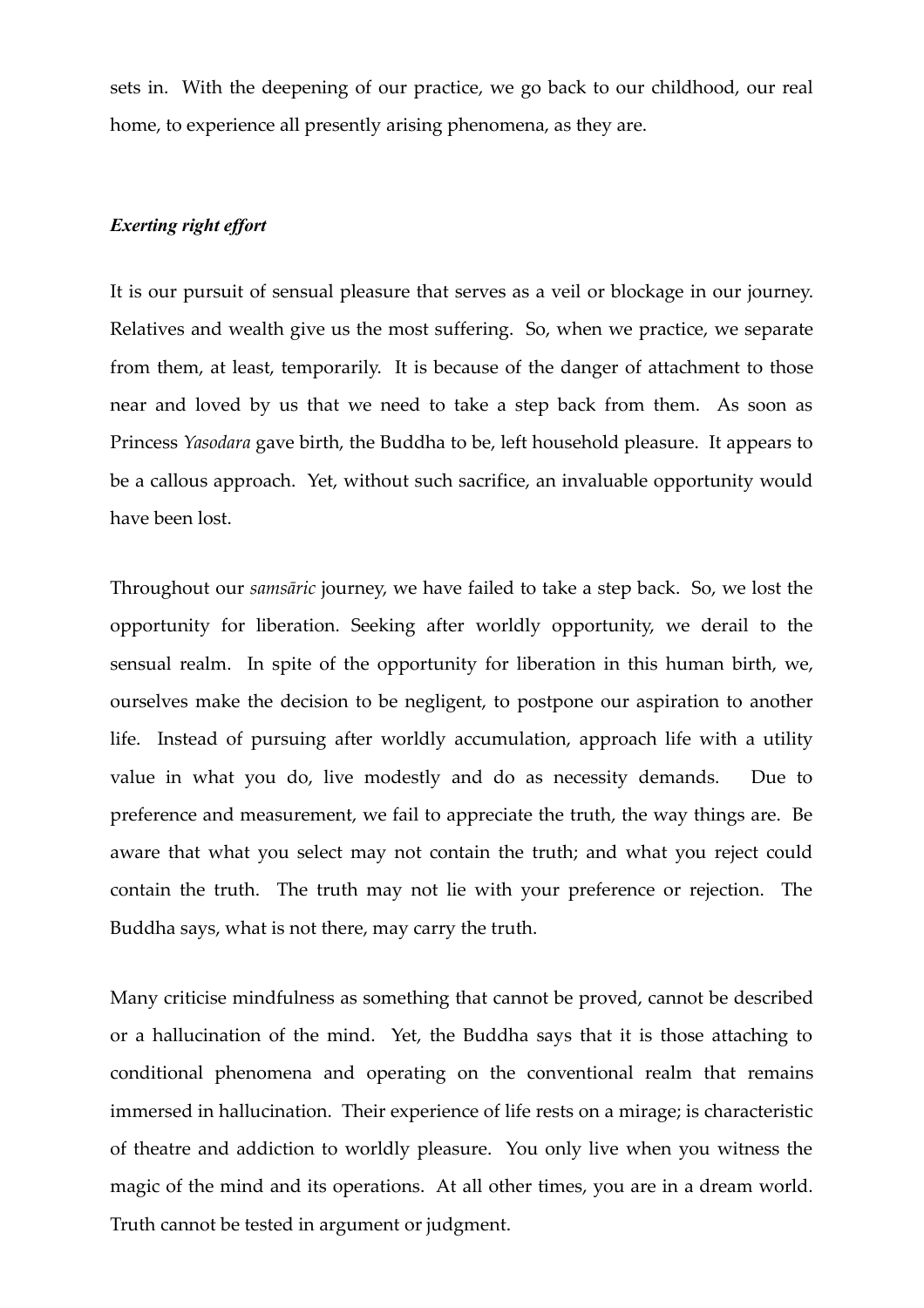sets in. With the deepening of our practice, we go back to our childhood, our real home, to experience all presently arising phenomena, as they are.

### *Exerting right effort*

It is our pursuit of sensual pleasure that serves as a veil or blockage in our journey. Relatives and wealth give us the most suffering. So, when we practice, we separate from them, at least, temporarily. It is because of the danger of attachment to those near and loved by us that we need to take a step back from them. As soon as Princess *Yasodara* gave birth, the Buddha to be, left household pleasure. It appears to be a callous approach. Yet, without such sacrifice, an invaluable opportunity would have been lost.

Throughout our *samsāric* journey, we have failed to take a step back. So, we lost the opportunity for liberation. Seeking after worldly opportunity, we derail to the sensual realm. In spite of the opportunity for liberation in this human birth, we, ourselves make the decision to be negligent, to postpone our aspiration to another life. Instead of pursuing after worldly accumulation, approach life with a utility value in what you do, live modestly and do as necessity demands. Due to preference and measurement, we fail to appreciate the truth, the way things are. Be aware that what you select may not contain the truth; and what you reject could contain the truth. The truth may not lie with your preference or rejection. The Buddha says, what is not there, may carry the truth.

Many criticise mindfulness as something that cannot be proved, cannot be described or a hallucination of the mind. Yet, the Buddha says that it is those attaching to conditional phenomena and operating on the conventional realm that remains immersed in hallucination. Their experience of life rests on a mirage; is characteristic of theatre and addiction to worldly pleasure. You only live when you witness the magic of the mind and its operations. At all other times, you are in a dream world. Truth cannot be tested in argument or judgment.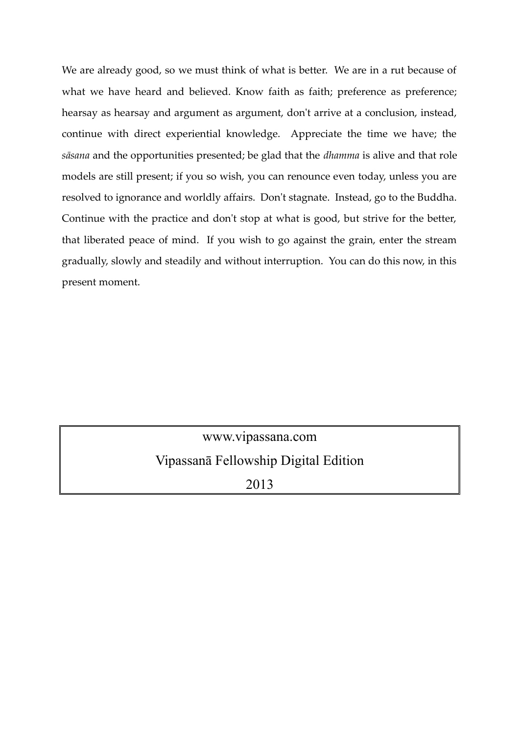We are already good, so we must think of what is better. We are in a rut because of what we have heard and believed. Know faith as faith; preference as preference; hearsay as hearsay and argument as argument, don't arrive at a conclusion, instead, continue with direct experiential knowledge. Appreciate the time we have; the *sāsana* and the opportunities presented; be glad that the *dhamma* is alive and that role models are still present; if you so wish, you can renounce even today, unless you are resolved to ignorance and worldly affairs. Don't stagnate. Instead, go to the Buddha. Continue with the practice and don't stop at what is good, but strive for the better, that liberated peace of mind. If you wish to go against the grain, enter the stream gradually, slowly and steadily and without interruption. You can do this now, in this present moment.

www.vipassana.com

Vipassanā Fellowship Digital Edition

2013